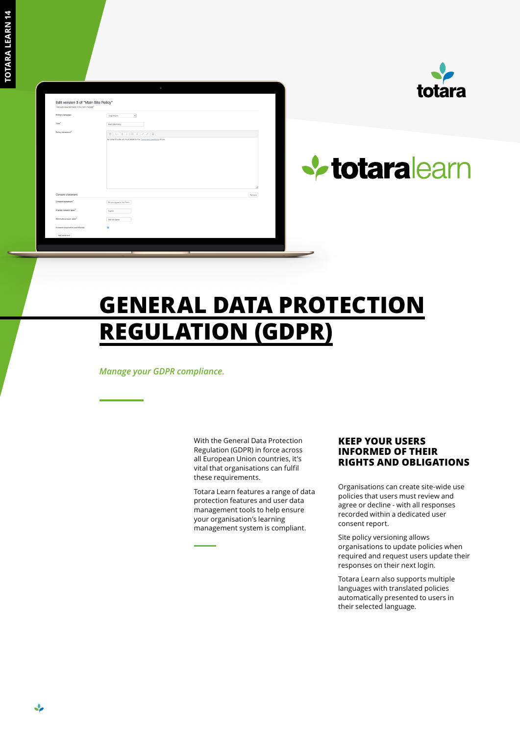# GENERAL DATA PROTECTION REGULATION (GDPR)

*Manage your GDPR compliance.*

With the General Data Protection Regulation (GDPR) in force across all European Union countries, it's vital that organisations can fulfil these requirements.

Totara Learn features a range of data protection features and user data management tools to help ensure your organisation's learning management system is compliant.

## KEEP YOUR USERS INFORMED OF THEIR RIGHTS AND OBLIGATIONS

Organisations can create site-wide use policies that users must review and agree or decline - with all responses recorded within a dedicated user consent report.

Site policy versioning allows organisations to update policies when required and request users update their responses on their next login.

Totara Learn also supports multiple languages with translated policies automatically presented to users in their selected language.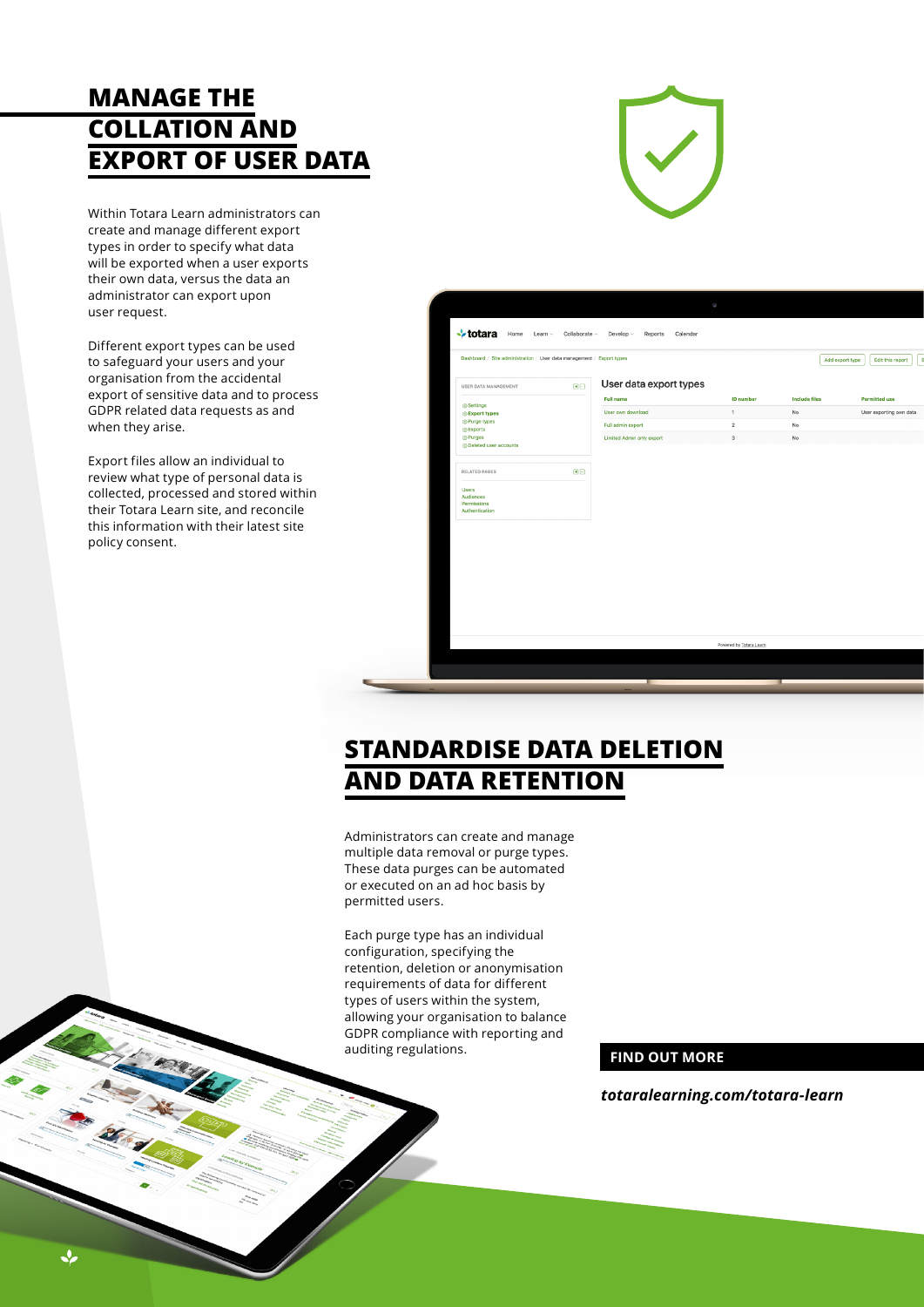# MANAGE THE COLLATION AND EXPORT OF USER DATA

Within Totara Learn administrators can create and manage different export types in order to specify what data will be exported when a user exports their own data, versus the data an administrator can export upon user request.

Different export types can be used to safeguard your users and your organisation from the accidental export of sensitive data and to process GDPR related data requests as and when they arise.

Export files allow an individual to review what type of personal data is collected, processed and stored within their Totara Learn site, and reconcile this information with their latest site policy consent.

# STANDARDISE DATA DELETION AND DATA RETENTION

Administrators can create and manage multiple data removal or purge types. These data purges can be automated or executed on an ad hoc basis by permitted users.

Each purge type has an individual configuration, specifying the retention, deletion or anonymisation requirements of data for different types of users within the system, allowing your organisation to balance GDPR compliance with reporting and auditing regulations.

**FIND OUT MORE**

***totaralearning.com/totara-learn***